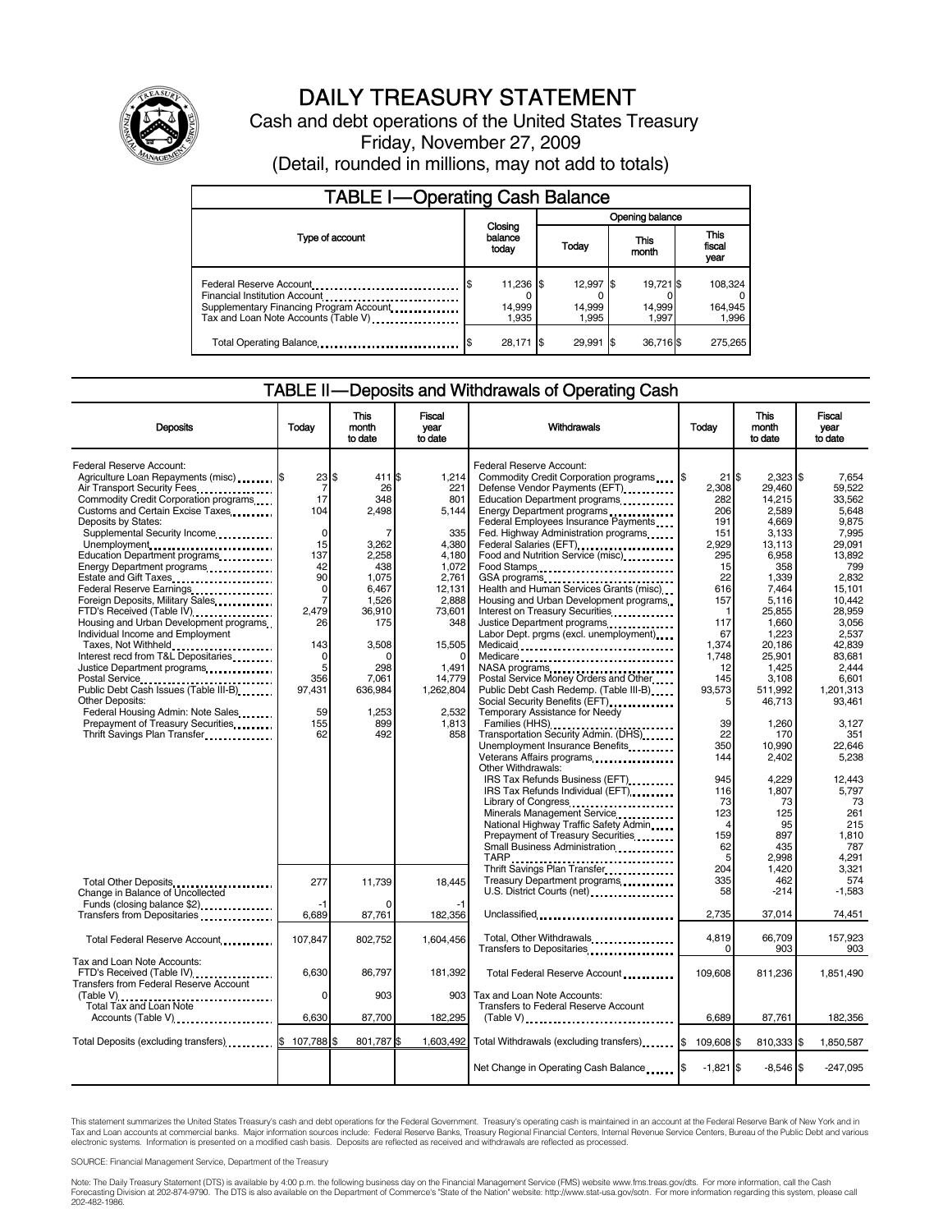# DAILY TREASURY STATEMENT

Cash and debt operations of the United States Treasury

Friday, November 27, 2009

(Detail, rounded in millions, may not add to totals)

## TABLE I—Operating Cash Balance

| Type of account | Closing balance today | Opening balance Today | This month | This fiscal year |
|---|---|---|---|---|
| Federal Reserve Account | $ 11,236 | $ 12,997 | $ 19,721 | $ 108,324 |
| Financial Institution Account | 0 | 0 | 0 | 0 |
| Supplementary Financing Program Account | 14,999 | 14,999 | 14,999 | 164,945 |
| Tax and Loan Note Accounts (Table V) | 1,935 | 1,995 | 1,997 | 1,996 |
| Total Operating Balance | $ 28,171 | $ 29,991 | $ 36,716 | $ 275,265 |

## TABLE II—Deposits and Withdrawals of Operating Cash

| Deposits | Today | This month to date | Fiscal year to date |
|---|---|---|---|
| Federal Reserve Account: | | | |
| Agriculture Loan Repayments (misc) | $ 23 | $ 411 | $ 1,214 |
| Air Transport Security Fees | 7 | 26 | 221 |
| Commodity Credit Corporation programs | 17 | 348 | 801 |
| Customs and Certain Excise Taxes | 104 | 2,498 | 5,144 |
| Deposits by States: | | | |
| Supplemental Security Income | 0 | 7 | 335 |
| Unemployment | 15 | 3,262 | 4,380 |
| Education Department programs | 137 | 2,258 | 4,180 |
| Energy Department programs | 42 | 438 | 1,072 |
| Estate and Gift Taxes | 90 | 1,075 | 2,761 |
| Federal Reserve Earnings | 0 | 6,467 | 12,131 |
| Foreign Deposits, Military Sales | 7 | 1,526 | 2,888 |
| FTD's Received (Table IV) | 2,479 | 36,910 | 73,601 |
| Housing and Urban Development programs | 26 | 175 | 348 |
| Individual Income and Employment Taxes, Not Withheld | 143 | 3,508 | 15,505 |
| Interest recd from T&L Depositaries | 0 | 0 | 0 |
| Justice Department programs | 5 | 298 | 1,491 |
| Postal Service | 356 | 7,061 | 14,779 |
| Public Debt Cash Issues (Table III-B) | 97,431 | 636,984 | 1,262,804 |
| Other Deposits: | | | |
| Federal Housing Admin: Note Sales | 59 | 1,253 | 2,532 |
| Prepayment of Treasury Securities | 155 | 899 | 1,813 |
| Thrift Savings Plan Transfer | 62 | 492 | 858 |
| Total Other Deposits | 277 | 11,739 | 18,445 |
| Change in Balance of Uncollected Funds (closing balance $2) | -1 | 0 | -1 |
| Transfers from Depositaries | 6,689 | 87,761 | 182,356 |
| Total Federal Reserve Account | 107,847 | 802,752 | 1,604,456 |
| Tax and Loan Note Accounts: | | | |
| FTD's Received (Table IV) | 6,630 | 86,797 | 181,392 |
| Transfers from Federal Reserve Account (Table V) | 0 | 903 | 903 |
| Total Tax and Loan Note Accounts (Table V) | 6,630 | 87,700 | 182,295 |
| Total Deposits (excluding transfers) | $ 107,788 | $ 801,787 | $ 1,603,492 |

| Withdrawals | Today | This month to date | Fiscal year to date |
|---|---|---|---|
| Federal Reserve Account: | | | |
| Commodity Credit Corporation programs | $ 21 | $ 2,323 | $ 7,654 |
| Defense Vendor Payments (EFT) | 2,308 | 29,460 | 59,522 |
| Education Department programs | 282 | 14,215 | 33,562 |
| Energy Department programs | 206 | 2,589 | 5,648 |
| Federal Employees Insurance Payments | 191 | 4,669 | 9,875 |
| Fed. Highway Administration programs | 151 | 3,133 | 7,995 |
| Federal Salaries (EFT) | 2,929 | 13,113 | 29,091 |
| Food and Nutrition Service (misc) | 295 | 6,958 | 13,892 |
| Food Stamps | 15 | 358 | 799 |
| GSA programs | 22 | 1,339 | 2,832 |
| Health and Human Services Grants (misc) | 616 | 7,464 | 15,101 |
| Housing and Urban Development programs | 157 | 5,116 | 10,442 |
| Interest on Treasury Securities | 1 | 25,855 | 28,959 |
| Justice Department programs | 117 | 1,660 | 3,056 |
| Labor Dept. prgms (excl. unemployment) | 67 | 1,223 | 2,537 |
| Medicaid | 1,374 | 20,186 | 42,839 |
| Medicare | 1,748 | 25,901 | 83,681 |
| NASA programs | 12 | 1,425 | 2,444 |
| Postal Service Money Orders and Other | 145 | 3,108 | 6,601 |
| Public Debt Cash Redemp. (Table III-B) | 93,573 | 511,992 | 1,201,313 |
| Social Security Benefits (EFT) | 5 | 46,713 | 93,461 |
| Temporary Assistance for Needy Families (HHS) | 39 | 1,260 | 3,127 |
| Transportation Security Admin. (DHS) | 22 | 170 | 351 |
| Unemployment Insurance Benefits | 350 | 10,990 | 22,646 |
| Veterans Affairs programs | 144 | 2,402 | 5,238 |
| Other Withdrawals: | | | |
| IRS Tax Refunds Business (EFT) | 945 | 4,229 | 12,443 |
| IRS Tax Refunds Individual (EFT) | 116 | 1,807 | 5,797 |
| Library of Congress | 73 | 73 | 73 |
| Minerals Management Service | 123 | 125 | 261 |
| National Highway Traffic Safety Admin | 4 | 95 | 215 |
| Prepayment of Treasury Securities | 159 | 897 | 1,810 |
| Small Business Administration | 62 | 435 | 787 |
| TARP | 5 | 2,998 | 4,291 |
| Thrift Savings Plan Transfer | 204 | 1,420 | 3,321 |
| Treasury Department programs | 335 | 462 | 574 |
| U.S. District Courts (net) | 58 | -214 | -1,583 |
| Unclassified | 2,735 | 37,014 | 74,451 |
| Total, Other Withdrawals | 4,819 | 66,709 | 157,923 |
| Transfers to Depositaries | 0 | 903 | 903 |
| Total Federal Reserve Account | 109,608 | 811,236 | 1,851,490 |
| Tax and Loan Note Accounts: | | | |
| Transfers to Federal Reserve Account (Table V) | 6,689 | 87,761 | 182,356 |
| Total Withdrawals (excluding transfers) | $ 109,608 | $ 810,333 | $ 1,850,587 |
| Net Change in Operating Cash Balance | $ -1,821 | $ -8,546 | $ -247,095 |

This statement summarizes the United States Treasury's cash and debt operations for the Federal Government. Treasury's operating cash is maintained in an account at the Federal Reserve Bank of New York and in Tax and Loan accounts at commercial banks. Major information sources include: Federal Reserve Banks, Treasury Regional Financial Centers, Internal Revenue Service Centers, Bureau of the Public Debt and various electronic systems. Information is presented on a modified cash basis. Deposits are reflected as received and withdrawals are reflected as processed.

SOURCE: Financial Management Service, Department of the Treasury

Note: The Daily Treasury Statement (DTS) is available by 4:00 p.m. the following business day on the Financial Management Service (FMS) website www.fms.treas.gov/dts. For more information, call the Cash Forecasting Division at 202-874-9790. The DTS is also available on the Department of Commerce's "State of the Nation" website: http://www.stat-usa.gov/sotn. For more information regarding this system, please call 202-482-1986.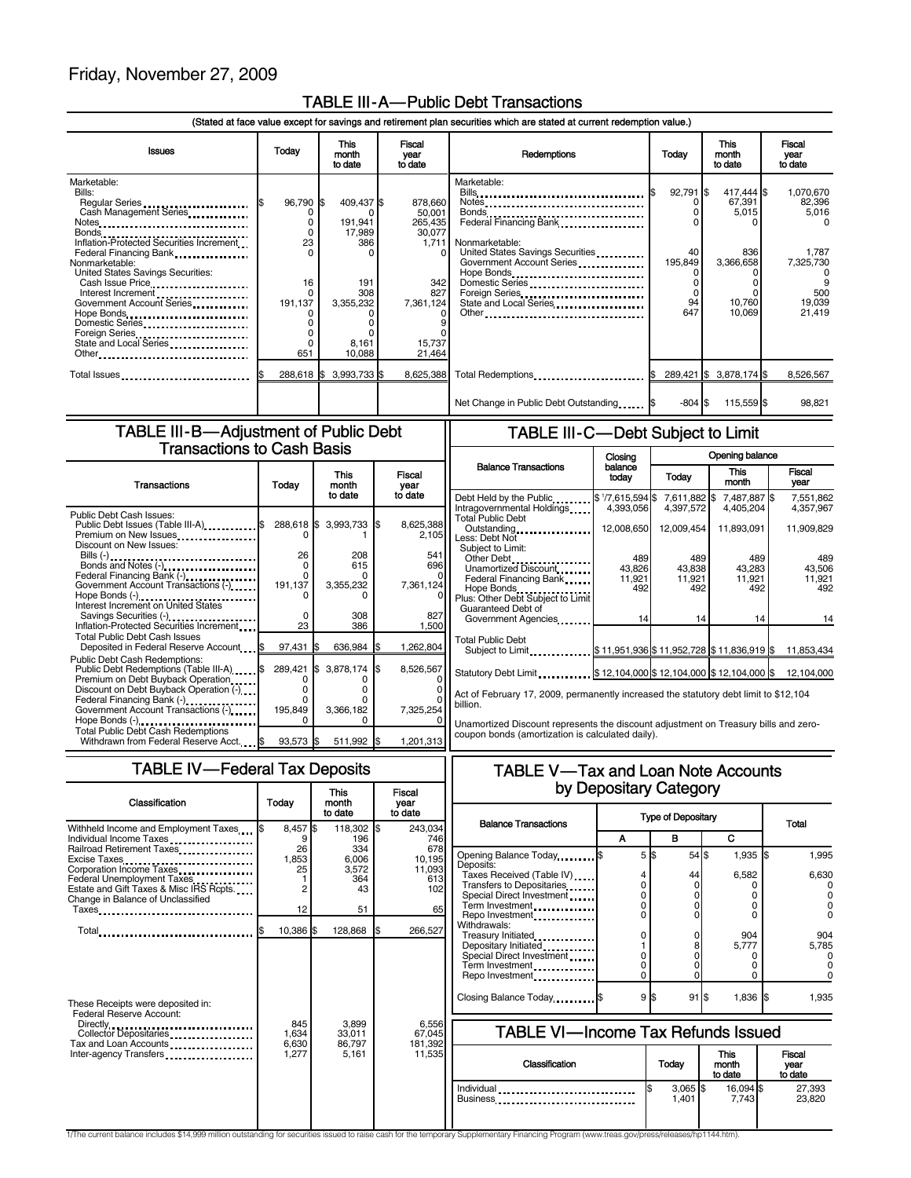Friday, November 27, 2009

## TABLE III-A—Public Debt Transactions

(Stated at face value except for savings and retirement plan securities which are stated at current redemption value.)

| Issues | Today | This month to date | Fiscal year to date |
|---|---|---|---|
| Marketable: | | | |
| Bills: | | | |
| Regular Series | $ 96,790 | $ 409,437 | $ 878,660 |
| Cash Management Series | 0 | 0 | 50,001 |
| Notes | 0 | 191,941 | 265,435 |
| Bonds | 0 | 17,989 | 30,077 |
| Inflation-Protected Securities Increment | 23 | 386 | 1,711 |
| Federal Financing Bank | 0 | 0 | 0 |
| Nonmarketable: | | | |
| United States Savings Securities: | | | |
| Cash Issue Price | 16 | 191 | 342 |
| Interest Increment | 0 | 308 | 827 |
| Government Account Series | 191,137 | 3,355,232 | 7,361,124 |
| Hope Bonds | 0 | 0 | 0 |
| Domestic Series | 0 | 0 | 9 |
| Foreign Series | 0 | 0 | 0 |
| State and Local Series | 0 | 8,161 | 15,737 |
| Other | 651 | 10,088 | 21,464 |
| Total Issues | $ 288,618 | $ 3,993,733 | $ 8,625,388 |

| Redemptions | Today | This month to date | Fiscal year to date |
|---|---|---|---|
| Marketable: | | | |
| Bills | $ 92,791 | $ 417,444 | $ 1,070,670 |
| Notes | 0 | 67,391 | 82,396 |
| Bonds | 0 | 5,015 | 5,016 |
| Federal Financing Bank | 0 | 0 | 0 |
| Nonmarketable: | | | |
| United States Savings Securities | 40 | 836 | 1,787 |
| Government Account Series | 195,849 | 3,366,658 | 7,325,730 |
| Hope Bonds | 0 | 0 | 0 |
| Domestic Series | 0 | 0 | 9 |
| Foreign Series | 0 | 0 | 500 |
| State and Local Series | 94 | 10,760 | 19,039 |
| Other | 647 | 10,069 | 21,419 |
| Total Redemptions | $ 289,421 | $ 3,878,174 | $ 8,526,567 |
| Net Change in Public Debt Outstanding | $ -804 | $ 115,559 | $ 98,821 |

## TABLE III-B—Adjustment of Public Debt Transactions to Cash Basis

| Transactions | Today | This month to date | Fiscal year to date |
|---|---|---|---|
| Public Debt Cash Issues: | | | |
| Public Debt Issues (Table III-A) | $ 288,618 | $ 3,993,733 | $ 8,625,388 |
| Premium on New Issues | 0 | 1 | 2,105 |
| Discount on New Issues: | | | |
| Bills (-) | 26 | 208 | 541 |
| Bonds and Notes (-) | 0 | 615 | 696 |
| Federal Financing Bank (-) | 0 | 0 | 0 |
| Government Account Transactions (-) | 191,137 | 3,355,232 | 7,361,124 |
| Hope Bonds (-) | 0 | 0 | 0 |
| Interest Increment on United States Savings Securities (-) | 0 | 308 | 827 |
| Inflation-Protected Securities Increment | 23 | 386 | 1,500 |
| Total Public Debt Cash Issues Deposited in Federal Reserve Account | $ 97,431 | $ 636,984 | $ 1,262,804 |
| Public Debt Cash Redemptions: | | | |
| Public Debt Redemptions (Table III-A) | $ 289,421 | $ 3,878,174 | $ 8,526,567 |
| Premium on Debt Buyback Operation | 0 | 0 | 0 |
| Discount on Debt Buyback Operation (-) | 0 | 0 | 0 |
| Federal Financing Bank (-) | 0 | 0 | 0 |
| Government Account Transactions (-) | 195,849 | 3,366,182 | 7,325,254 |
| Hope Bonds (-) | 0 | 0 | 0 |
| Total Public Debt Cash Redemptions Withdrawn from Federal Reserve Acct. | $ 93,573 | $ 511,992 | $ 1,201,313 |

## TABLE III-C—Debt Subject to Limit

| Balance Transactions | Closing balance today | Opening balance Today | Opening balance This month | Opening balance Fiscal year |
|---|---|---|---|---|
| Debt Held by the Public | $ [1]7,615,594 | $ 7,611,882 | $ 7,487,887 | $ 7,551,862 |
| Intragovernmental Holdings | 4,393,056 | 4,397,572 | 4,405,204 | 4,357,967 |
| Total Public Debt Outstanding | 12,008,650 | 12,009,454 | 11,893,091 | 11,909,829 |
| Less: Debt Not Subject to Limit: | | | | |
| Other Debt | 489 | 489 | 489 | 489 |
| Unamortized Discount | 43,826 | 43,838 | 43,283 | 43,506 |
| Federal Financing Bank | 11,921 | 11,921 | 11,921 | 11,921 |
| Hope Bonds | 492 | 492 | 492 | 492 |
| Plus: Other Debt Subject to Limit Guaranteed Debt of Government Agencies | 14 | 14 | 14 | 14 |
| Total Public Debt Subject to Limit | $ 11,951,936 | $ 11,952,728 | $ 11,836,919 | $ 11,853,434 |
| Statutory Debt Limit | $ 12,104,000 | $ 12,104,000 | $ 12,104,000 | $ 12,104,000 |

Act of February 17, 2009, permanently increased the statutory debt limit to $12,104 billion.

Unamortized Discount represents the discount adjustment on Treasury bills and zero-coupon bonds (amortization is calculated daily).

## TABLE IV—Federal Tax Deposits

| Classification | Today | This month to date | Fiscal year to date |
|---|---|---|---|
| Withheld Income and Employment Taxes | $ 8,457 | $ 118,302 | $ 243,034 |
| Individual Income Taxes | 9 | 196 | 746 |
| Railroad Retirement Taxes | 26 | 334 | 678 |
| Excise Taxes | 1,853 | 6,006 | 10,195 |
| Corporation Income Taxes | 25 | 3,572 | 11,093 |
| Federal Unemployment Taxes | 1 | 364 | 613 |
| Estate and Gift Taxes & Misc IRS Rcpts. | 2 | 43 | 102 |
| Change in Balance of Unclassified Taxes | 12 | 51 | 65 |
| Total | $ 10,386 | $ 128,868 | $ 266,527 |
| These Receipts were deposited in: | | | |
| Federal Reserve Account: | | | |
| Directly | 845 | 3,899 | 6,556 |
| Collector Depositaries | 1,634 | 33,011 | 67,045 |
| Tax and Loan Accounts | 6,630 | 86,797 | 181,392 |
| Inter-agency Transfers | 1,277 | 5,161 | 11,535 |

## TABLE V—Tax and Loan Note Accounts by Depositary Category

| Balance Transactions | Type of Depositary A | B | C | Total |
|---|---|---|---|---|
| Opening Balance Today | $ 5 | $ 54 | $ 1,935 | $ 1,995 |
| Deposits: | | | | |
| Taxes Received (Table IV) | 4 | 44 | 6,582 | 6,630 |
| Transfers to Depositaries | 0 | 0 | 0 | 0 |
| Special Direct Investment | 0 | 0 | 0 | 0 |
| Term Investment | 0 | 0 | 0 | 0 |
| Repo Investment | 0 | 0 | 0 | 0 |
| Withdrawals: | | | | |
| Treasury Initiated | 0 | 0 | 904 | 904 |
| Depositary Initiated | 1 | 8 | 5,777 | 5,785 |
| Special Direct Investment | 0 | 0 | 0 | 0 |
| Term Investment | 0 | 0 | 0 | 0 |
| Repo Investment | 0 | 0 | 0 | 0 |
| Closing Balance Today | $ 9 | $ 91 | $ 1,836 | $ 1,935 |

## TABLE VI—Income Tax Refunds Issued

| Classification | Today | This month to date | Fiscal year to date |
|---|---|---|---|
| Individual | $ 3,065 | $ 16,094 | $ 27,393 |
| Business | 1,401 | 7,743 | 23,820 |

1/The current balance includes $14,999 million outstanding for securities issued to raise cash for the temporary Supplementary Financing Program (www.treas.gov/press/releases/hp1144.htm).